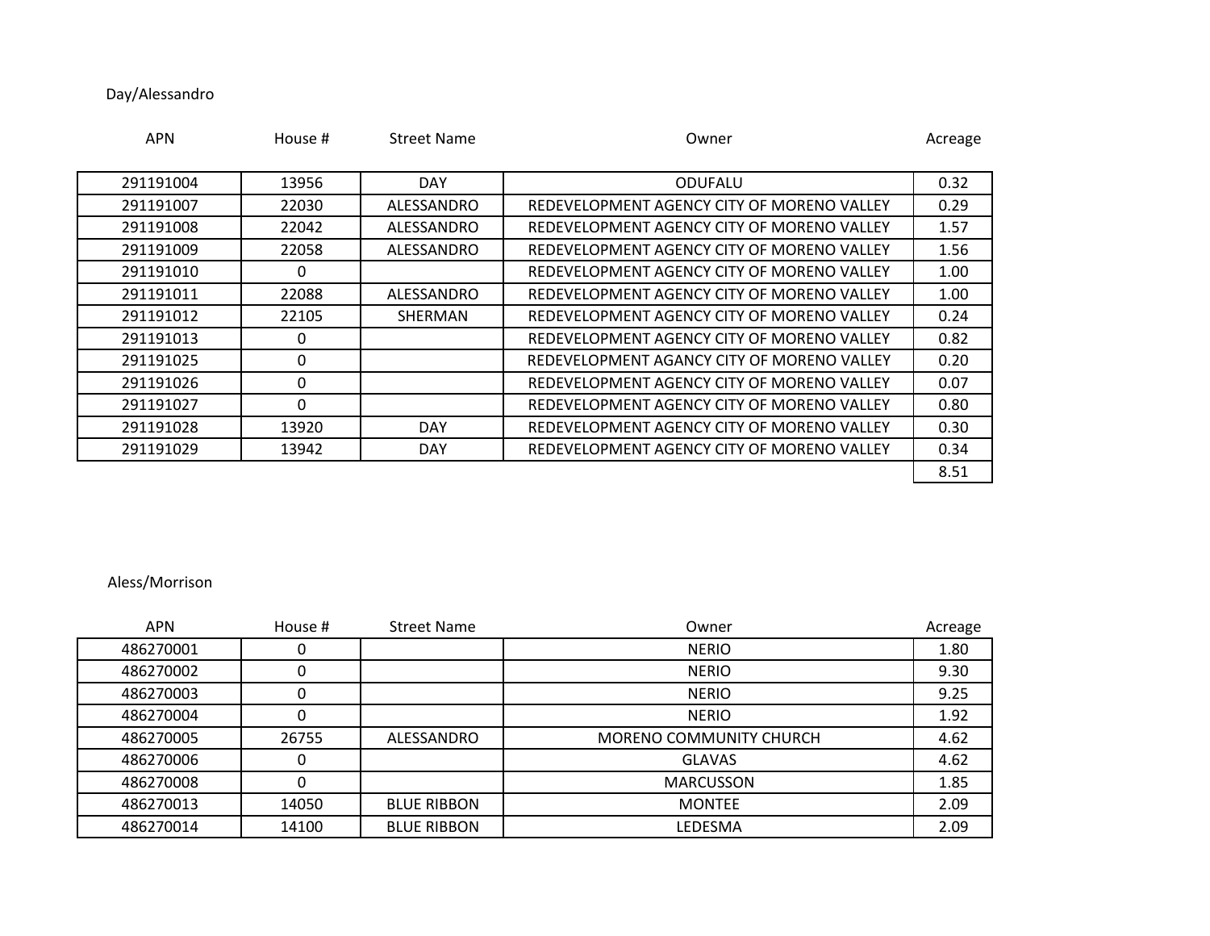Day/Alessandro

| APN | House # | Street Name | Owner | Acreage |
|---|---|---|---|---|
| 291191004 | 13956 | DAY | ODUFALU | 0.32 |
| 291191007 | 22030 | ALESSANDRO | REDEVELOPMENT AGENCY CITY OF MORENO VALLEY | 0.29 |
| 291191008 | 22042 | ALESSANDRO | REDEVELOPMENT AGENCY CITY OF MORENO VALLEY | 1.57 |
| 291191009 | 22058 | ALESSANDRO | REDEVELOPMENT AGENCY CITY OF MORENO VALLEY | 1.56 |
| 291191010 | 0 | | REDEVELOPMENT AGENCY CITY OF MORENO VALLEY | 1.00 |
| 291191011 | 22088 | ALESSANDRO | REDEVELOPMENT AGENCY CITY OF MORENO VALLEY | 1.00 |
| 291191012 | 22105 | SHERMAN | REDEVELOPMENT AGENCY CITY OF MORENO VALLEY | 0.24 |
| 291191013 | 0 | | REDEVELOPMENT AGENCY CITY OF MORENO VALLEY | 0.82 |
| 291191025 | 0 | | REDEVELOPMENT AGANCY CITY OF MORENO VALLEY | 0.20 |
| 291191026 | 0 | | REDEVELOPMENT AGENCY CITY OF MORENO VALLEY | 0.07 |
| 291191027 | 0 | | REDEVELOPMENT AGENCY CITY OF MORENO VALLEY | 0.80 |
| 291191028 | 13920 | DAY | REDEVELOPMENT AGENCY CITY OF MORENO VALLEY | 0.30 |
| 291191029 | 13942 | DAY | REDEVELOPMENT AGENCY CITY OF MORENO VALLEY | 0.34 |
| | | | | 8.51 |

Aless/Morrison

| APN | House # | Street Name | Owner | Acreage |
|---|---|---|---|---|
| 486270001 | 0 | | NERIO | 1.80 |
| 486270002 | 0 | | NERIO | 9.30 |
| 486270003 | 0 | | NERIO | 9.25 |
| 486270004 | 0 | | NERIO | 1.92 |
| 486270005 | 26755 | ALESSANDRO | MORENO COMMUNITY CHURCH | 4.62 |
| 486270006 | 0 | | GLAVAS | 4.62 |
| 486270008 | 0 | | MARCUSSON | 1.85 |
| 486270013 | 14050 | BLUE RIBBON | MONTEE | 2.09 |
| 486270014 | 14100 | BLUE RIBBON | LEDESMA | 2.09 |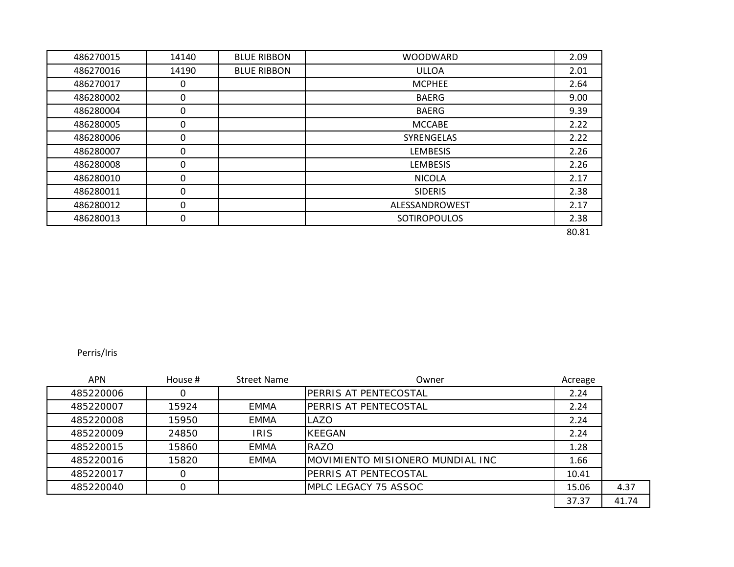| | | | | |
|---|---|---|---|---|
| 486270015 | 14140 | BLUE RIBBON | WOODWARD | 2.09 |
| 486270016 | 14190 | BLUE RIBBON | ULLOA | 2.01 |
| 486270017 | 0 | | MCPHEE | 2.64 |
| 486280002 | 0 | | BAERG | 9.00 |
| 486280004 | 0 | | BAERG | 9.39 |
| 486280005 | 0 | | MCCABE | 2.22 |
| 486280006 | 0 | | SYRENGELAS | 2.22 |
| 486280007 | 0 | | LEMBESIS | 2.26 |
| 486280008 | 0 | | LEMBESIS | 2.26 |
| 486280010 | 0 | | NICOLA | 2.17 |
| 486280011 | 0 | | SIDERIS | 2.38 |
| 486280012 | 0 | | ALESSANDROWEST | 2.17 |
| 486280013 | 0 | | SOTIROPOULOS | 2.38 |
| | | | | 80.81 |

Perris/Iris

| APN | House # | Street Name | Owner | Acreage | |
|---|---|---|---|---|---|
| 485220006 | 0 | | PERRIS AT PENTECOSTAL | 2.24 | |
| 485220007 | 15924 | EMMA | PERRIS AT PENTECOSTAL | 2.24 | |
| 485220008 | 15950 | EMMA | LAZO | 2.24 | |
| 485220009 | 24850 | IRIS | KEEGAN | 2.24 | |
| 485220015 | 15860 | EMMA | RAZO | 1.28 | |
| 485220016 | 15820 | EMMA | MOVIMIENTO MISIONERO MUNDIAL INC | 1.66 | |
| 485220017 | 0 | | PERRIS AT PENTECOSTAL | 10.41 | |
| 485220040 | 0 | | MPLC LEGACY 75 ASSOC | 15.06 | 4.37 |
| | | | | 37.37 | 41.74 |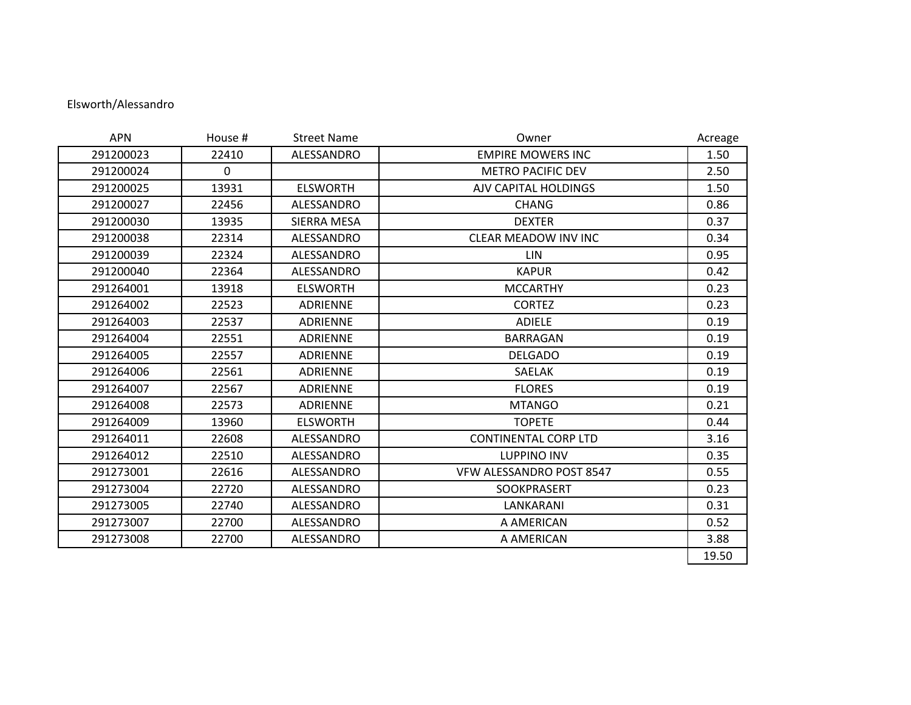Elsworth/Alessandro

| APN | House # | Street Name | Owner | Acreage |
|---|---|---|---|---|
| 291200023 | 22410 | ALESSANDRO | EMPIRE MOWERS INC | 1.50 |
| 291200024 | 0 | | METRO PACIFIC DEV | 2.50 |
| 291200025 | 13931 | ELSWORTH | AJV CAPITAL HOLDINGS | 1.50 |
| 291200027 | 22456 | ALESSANDRO | CHANG | 0.86 |
| 291200030 | 13935 | SIERRA MESA | DEXTER | 0.37 |
| 291200038 | 22314 | ALESSANDRO | CLEAR MEADOW INV INC | 0.34 |
| 291200039 | 22324 | ALESSANDRO | LIN | 0.95 |
| 291200040 | 22364 | ALESSANDRO | KAPUR | 0.42 |
| 291264001 | 13918 | ELSWORTH | MCCARTHY | 0.23 |
| 291264002 | 22523 | ADRIENNE | CORTEZ | 0.23 |
| 291264003 | 22537 | ADRIENNE | ADIELE | 0.19 |
| 291264004 | 22551 | ADRIENNE | BARRAGAN | 0.19 |
| 291264005 | 22557 | ADRIENNE | DELGADO | 0.19 |
| 291264006 | 22561 | ADRIENNE | SAELAK | 0.19 |
| 291264007 | 22567 | ADRIENNE | FLORES | 0.19 |
| 291264008 | 22573 | ADRIENNE | MTANGO | 0.21 |
| 291264009 | 13960 | ELSWORTH | TOPETE | 0.44 |
| 291264011 | 22608 | ALESSANDRO | CONTINENTAL CORP LTD | 3.16 |
| 291264012 | 22510 | ALESSANDRO | LUPPINO INV | 0.35 |
| 291273001 | 22616 | ALESSANDRO | VFW ALESSANDRO POST 8547 | 0.55 |
| 291273004 | 22720 | ALESSANDRO | SOOKPRASERT | 0.23 |
| 291273005 | 22740 | ALESSANDRO | LANKARANI | 0.31 |
| 291273007 | 22700 | ALESSANDRO | A AMERICAN | 0.52 |
| 291273008 | 22700 | ALESSANDRO | A AMERICAN | 3.88 |
| | | | | 19.50 |